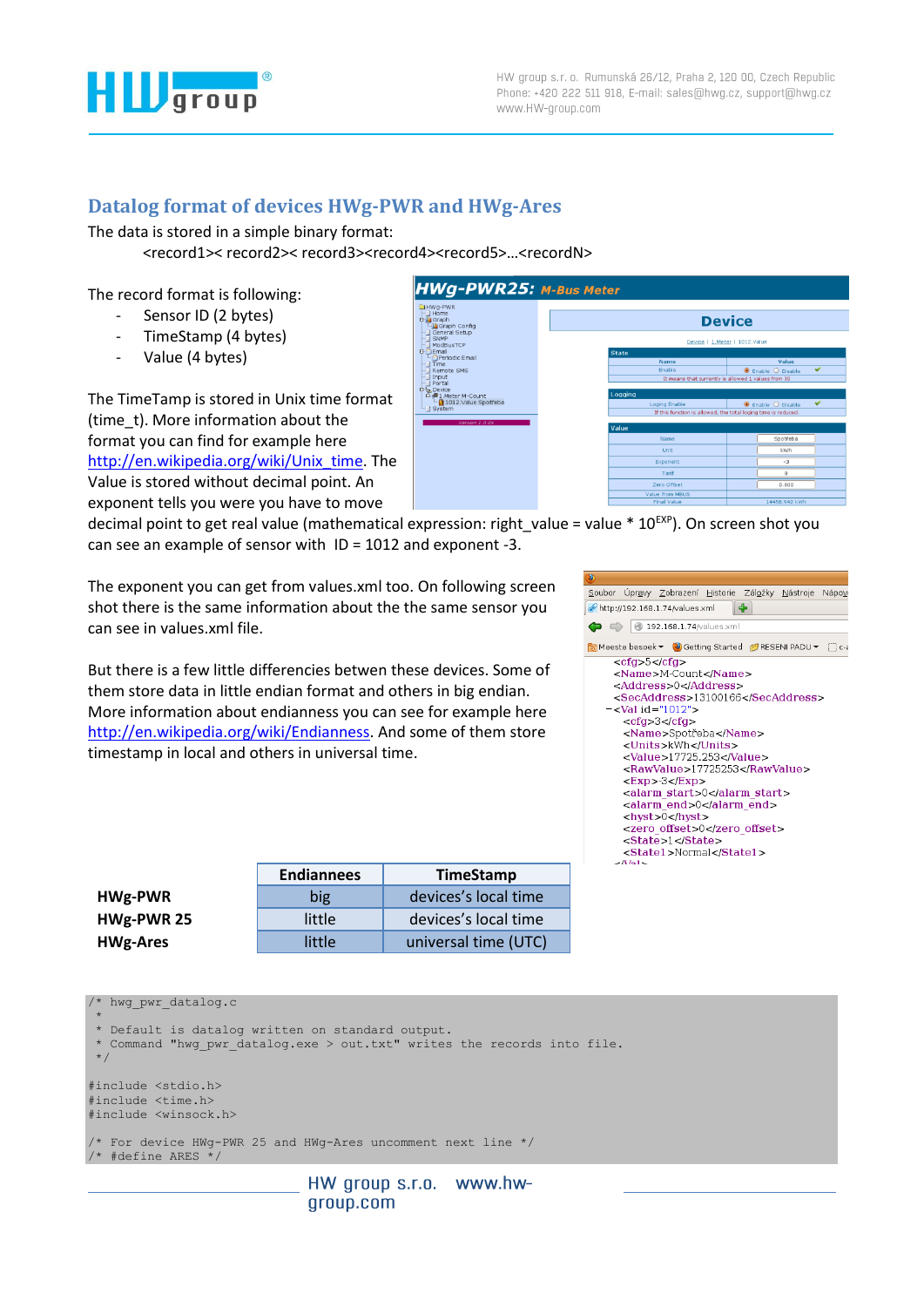# Datalog format of devices HWg-PWR and HWg-Ares

The data is stored in a simple binary format:

<record1>< record2>< record3><record4><record5>…<recordN>

The record format is following:

- Sensor ID (2 bytes)
- TimeStamp (4 bytes)
- Value (4 bytes)

The TimeTamp is stored in Unix time format (time_t). More information about the format you can find for example here http://en.wikipedia.org/wiki/Unix_time. The Value is stored without decimal point. An exponent tells you were you have to move decimal point to get real value (mathematical expression: right_value = value * $10^{EXP}$). On screen shot you can see an example of sensor with ID = 1012 and exponent -3.

The exponent you can get from values.xml too. On following screen shot there is the same information about the same sensor you can see in values.xml file.

But there is a few little differencies betwen these devices. Some of them store data in little endian format and others in big endian. More information about endianness you can see for example here http://en.wikipedia.org/wiki/Endianness. And some of them store timestamp in local and others in universal time.

| | Endiannees | TimeStamp |
|---|---|---|
| **HWg-PWR** | big | devices's local time |
| **HWg-PWR 25** | little | devices's local time |
| **HWg-Ares** | little | universal time (UTC) |

```
/* hwg_pwr_datalog.c
 *
 * Default is datalog written on standard output.
 * Command "hwg_pwr_datalog.exe > out.txt" writes the records into file.
 */

#include <stdio.h>
#include <time.h>
#include <winsock.h>

/* For device HWg-PWR 25 and HWg-Ares uncomment next line */
/* #define ARES */
```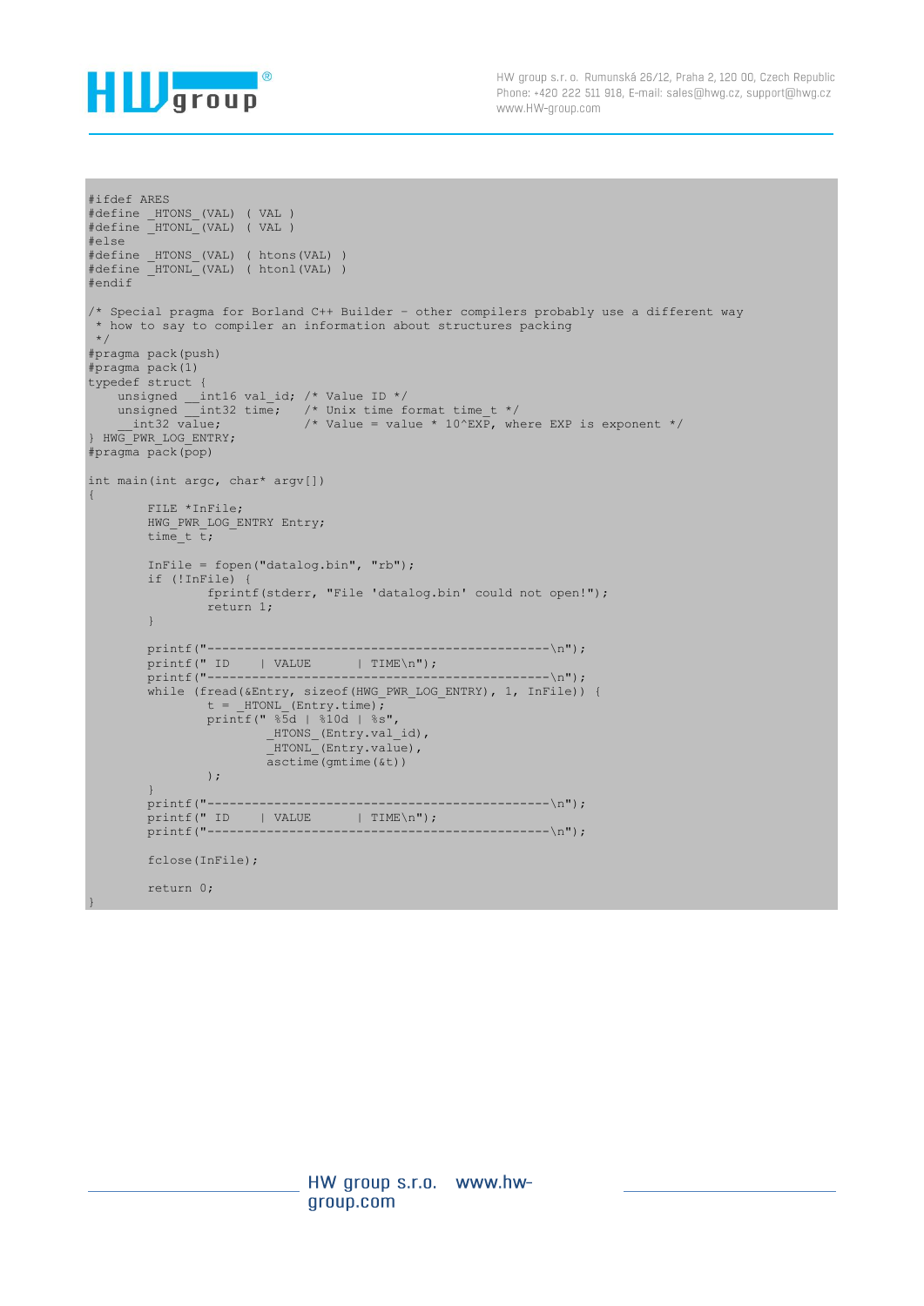```
#ifdef ARES
#define _HTONS_(VAL) ( VAL )
#define _HTONL_(VAL) ( VAL )
#else
#define _HTONS_(VAL) ( htons(VAL) )
#define _HTONL_(VAL) ( htonl(VAL) )
#endif

/* Special pragma for Borland C++ Builder - other compilers probably use a different way
 * how to say to compiler an information about structures packing
 */
#pragma pack(push)
#pragma pack(1)
typedef struct {
    unsigned __int16 val_id; /* Value ID */
    unsigned __int32 time;   /* Unix time format time_t */
    __int32 value;           /* Value = value * 10^EXP, where EXP is exponent */
} HWG_PWR_LOG_ENTRY;
#pragma pack(pop)

int main(int argc, char* argv[])
{
        FILE *InFile;
        HWG_PWR_LOG_ENTRY Entry;
        time_t t;

        InFile = fopen("datalog.bin", "rb");
        if (!InFile) {
                fprintf(stderr, "File 'datalog.bin' could not open!");
                return 1;
        }

        printf("---------------------------------------------\n");
        printf(" ID    | VALUE      | TIME\n");
        printf("---------------------------------------------\n");
        while (fread(&Entry, sizeof(HWG_PWR_LOG_ENTRY), 1, InFile)) {
                t = _HTONL_(Entry.time);
                printf(" %5d | %10d | %s",
                        _HTONS_(Entry.val_id),
                        _HTONL_(Entry.value),
                        asctime(gmtime(&t))
                );
        }
        printf("---------------------------------------------\n");
        printf(" ID    | VALUE      | TIME\n");
        printf("---------------------------------------------\n");

        fclose(InFile);

        return 0;
}
```